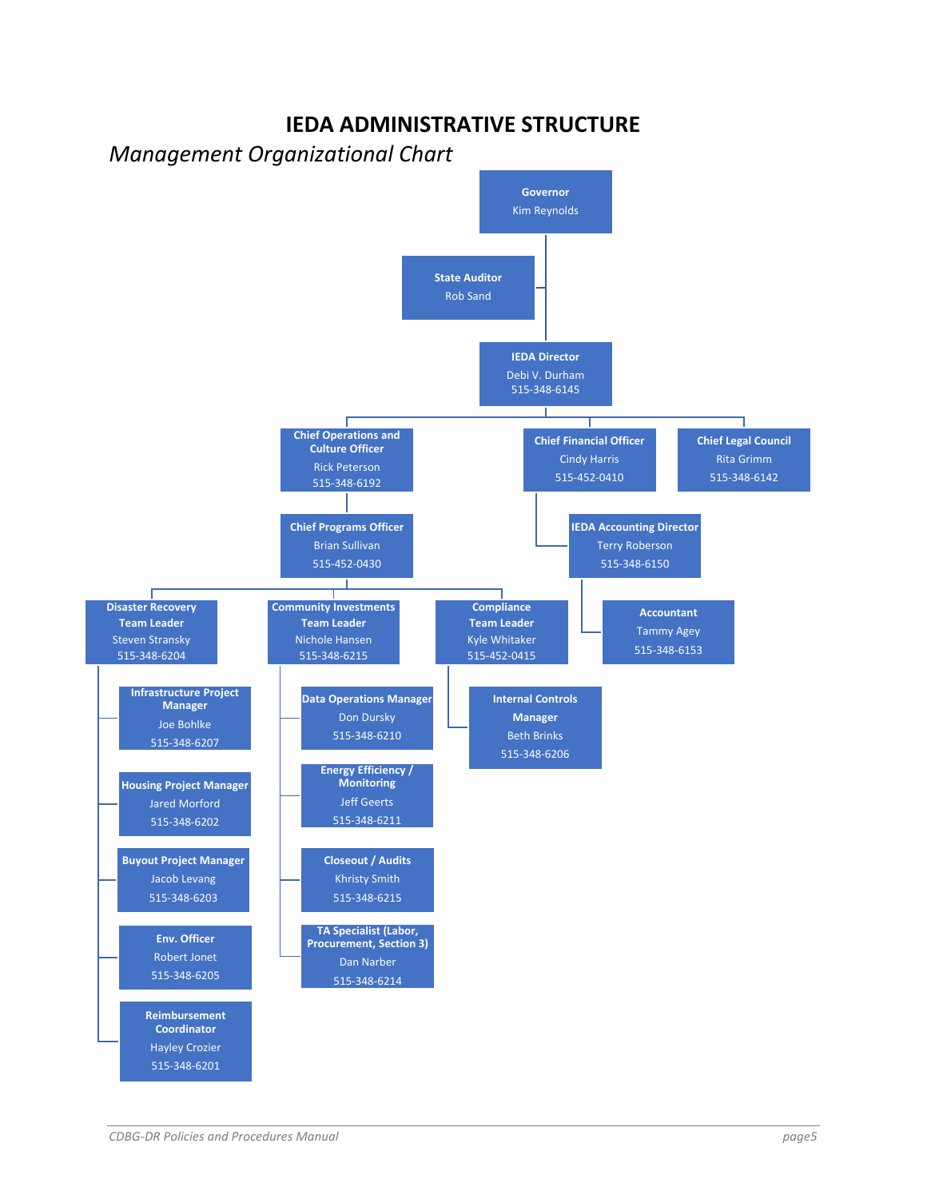# IEDA ADMINISTRATIVE STRUCTURE

*Management Organizational Chart*

- **Governor** – Kim Reynolds
  - **State Auditor** – Rob Sand
  - **IEDA Director** – Debi V. Durham, 515-348-6145
    - **Chief Operations and Culture Officer** – Rick Peterson, 515-348-6192
      - **Chief Programs Officer** – Brian Sullivan, 515-452-0430
        - **Disaster Recovery Team Leader** – Steven Stransky, 515-348-6204
          - **Infrastructure Project Manager** – Joe Bohlke, 515-348-6207
          - **Housing Project Manager** – Jared Morford, 515-348-6202
          - **Buyout Project Manager** – Jacob Levang, 515-348-6203
          - **Env. Officer** – Robert Jonet, 515-348-6205
          - **Reimbursement Coordinator** – Hayley Crozier, 515-348-6201
        - **Community Investments Team Leader** – Nichole Hansen, 515-348-6215
          - **Data Operations Manager** – Don Dursky, 515-348-6210
          - **Energy Efficiency / Monitoring** – Jeff Geerts, 515-348-6211
          - **Closeout / Audits** – Khristy Smith, 515-348-6215
          - **TA Specialist (Labor, Procurement, Section 3)** – Dan Narber, 515-348-6214
        - **Compliance Team Leader** – Kyle Whitaker, 515-452-0415
          - **Internal Controls Manager** – Beth Brinks, 515-348-6206
    - **Chief Financial Officer** – Cindy Harris, 515-452-0410
      - **IEDA Accounting Director** – Terry Roberson, 515-348-6150
        - **Accountant** – Tammy Agey, 515-348-6153
    - **Chief Legal Council** – Rita Grimm, 515-348-6142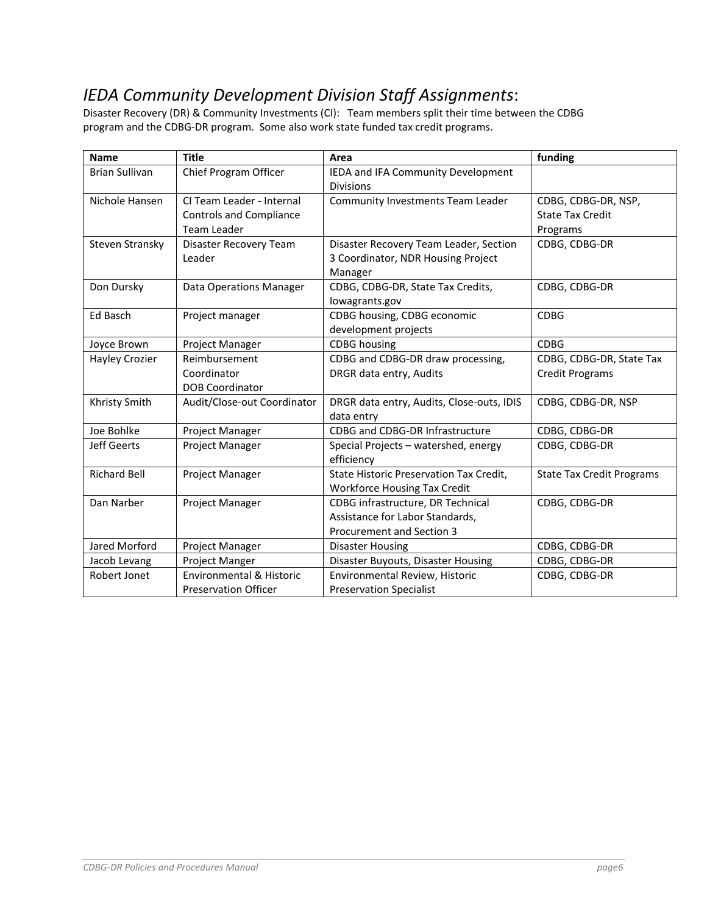## *IEDA Community Development Division Staff Assignments*:

Disaster Recovery (DR) & Community Investments (CI): Team members split their time between the CDBG program and the CDBG-DR program. Some also work state funded tax credit programs.

| Name | Title | Area | funding |
|---|---|---|---|
| Brian Sullivan | Chief Program Officer | IEDA and IFA Community Development Divisions | |
| Nichole Hansen | CI Team Leader - Internal Controls and Compliance Team Leader | Community Investments Team Leader | CDBG, CDBG-DR, NSP, State Tax Credit Programs |
| Steven Stransky | Disaster Recovery Team Leader | Disaster Recovery Team Leader, Section 3 Coordinator, NDR Housing Project Manager | CDBG, CDBG-DR |
| Don Dursky | Data Operations Manager | CDBG, CDBG-DR, State Tax Credits, Iowagrants.gov | CDBG, CDBG-DR |
| Ed Basch | Project manager | CDBG housing, CDBG economic development projects | CDBG |
| Joyce Brown | Project Manager | CDBG housing | CDBG |
| Hayley Crozier | Reimbursement Coordinator DOB Coordinator | CDBG and CDBG-DR draw processing, DRGR data entry, Audits | CDBG, CDBG-DR, State Tax Credit Programs |
| Khristy Smith | Audit/Close-out Coordinator | DRGR data entry, Audits, Close-outs, IDIS data entry | CDBG, CDBG-DR, NSP |
| Joe Bohlke | Project Manager | CDBG and CDBG-DR Infrastructure | CDBG, CDBG-DR |
| Jeff Geerts | Project Manager | Special Projects – watershed, energy efficiency | CDBG, CDBG-DR |
| Richard Bell | Project Manager | State Historic Preservation Tax Credit, Workforce Housing Tax Credit | State Tax Credit Programs |
| Dan Narber | Project Manager | CDBG infrastructure, DR Technical Assistance for Labor Standards, Procurement and Section 3 | CDBG, CDBG-DR |
| Jared Morford | Project Manager | Disaster Housing | CDBG, CDBG-DR |
| Jacob Levang | Project Manger | Disaster Buyouts, Disaster Housing | CDBG, CDBG-DR |
| Robert Jonet | Environmental & Historic Preservation Officer | Environmental Review, Historic Preservation Specialist | CDBG, CDBG-DR |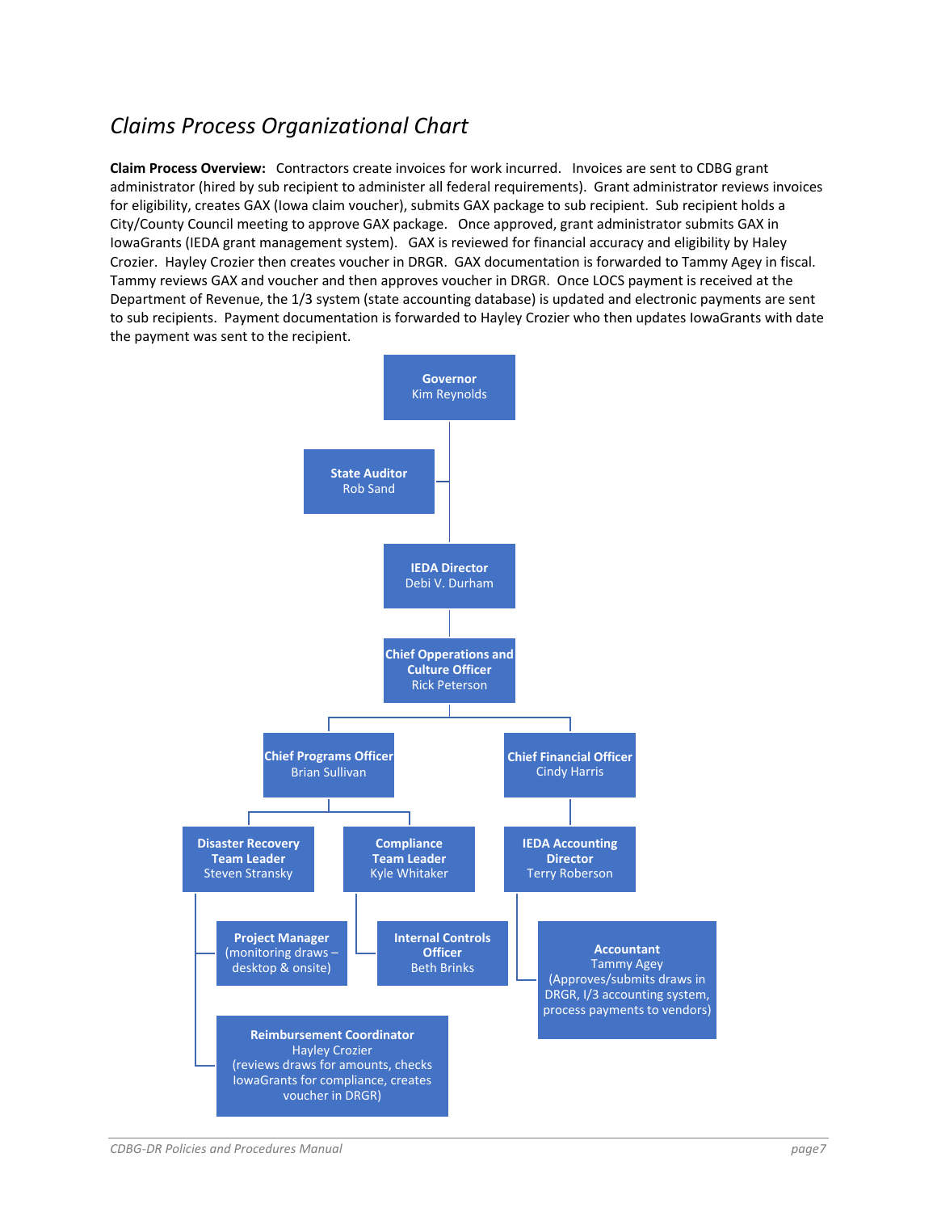# *Claims Process Organizational Chart*

**Claim Process Overview:** Contractors create invoices for work incurred. Invoices are sent to CDBG grant administrator (hired by sub recipient to administer all federal requirements). Grant administrator reviews invoices for eligibility, creates GAX (Iowa claim voucher), submits GAX package to sub recipient. Sub recipient holds a City/County Council meeting to approve GAX package. Once approved, grant administrator submits GAX in IowaGrants (IEDA grant management system). GAX is reviewed for financial accuracy and eligibility by Haley Crozier. Hayley Crozier then creates voucher in DRGR. GAX documentation is forwarded to Tammy Agey in fiscal. Tammy reviews GAX and voucher and then approves voucher in DRGR. Once LOCS payment is received at the Department of Revenue, the 1/3 system (state accounting database) is updated and electronic payments are sent to sub recipients. Payment documentation is forwarded to Hayley Crozier who then updates IowaGrants with date the payment was sent to the recipient.

**Governor**
Kim Reynolds

**State Auditor**
Rob Sand

**IEDA Director**
Debi V. Durham

**Chief Opperations and Culture Officer**
Rick Peterson

**Chief Programs Officer**
Brian Sullivan

**Chief Financial Officer**
Cindy Harris

**Disaster Recovery Team Leader**
Steven Stransky

**Compliance Team Leader**
Kyle Whitaker

**IEDA Accounting Director**
Terry Roberson

**Project Manager**
(monitoring draws – desktop & onsite)

**Internal Controls Officer**
Beth Brinks

**Accountant**
Tammy Agey
(Approves/submits draws in DRGR, I/3 accounting system, process payments to vendors)

**Reimbursement Coordinator**
Hayley Crozier
(reviews draws for amounts, checks IowaGrants for compliance, creates voucher in DRGR)